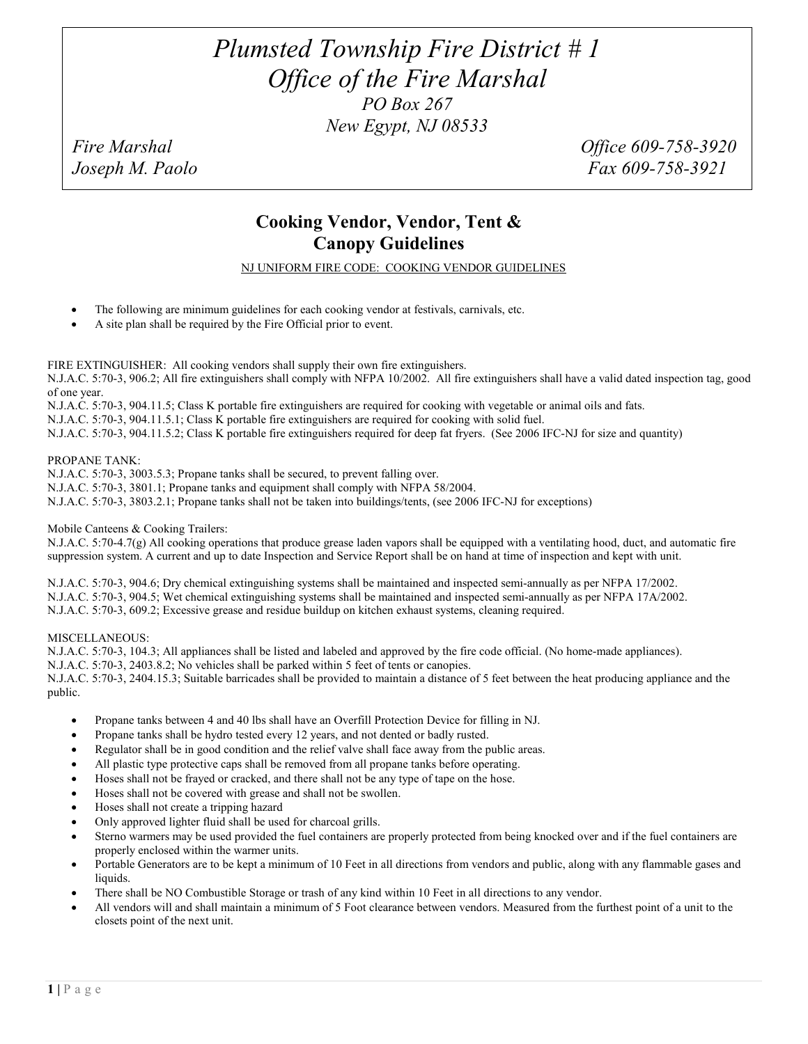# *Plumsted Township Fire District # 1*
# *Office of the Fire Marshal*

*PO Box 267*
*New Egypt, NJ 08533*

*Fire Marshal* — *Office 609-758-3920*
*Joseph M. Paolo* — *Fax 609-758-3921*

## Cooking Vendor, Vendor, Tent & Canopy Guidelines

NJ UNIFORM FIRE CODE: COOKING VENDOR GUIDELINES

- The following are minimum guidelines for each cooking vendor at festivals, carnivals, etc.
- A site plan shall be required by the Fire Official prior to event.

FIRE EXTINGUISHER: All cooking vendors shall supply their own fire extinguishers.
N.J.A.C. 5:70-3, 906.2; All fire extinguishers shall comply with NFPA 10/2002. All fire extinguishers shall have a valid dated inspection tag, good of one year.
N.J.A.C. 5:70-3, 904.11.5; Class K portable fire extinguishers are required for cooking with vegetable or animal oils and fats.
N.J.A.C. 5:70-3, 904.11.5.1; Class K portable fire extinguishers are required for cooking with solid fuel.
N.J.A.C. 5:70-3, 904.11.5.2; Class K portable fire extinguishers required for deep fat fryers. (See 2006 IFC-NJ for size and quantity)

PROPANE TANK:
N.J.A.C. 5:70-3, 3003.5.3; Propane tanks shall be secured, to prevent falling over.
N.J.A.C. 5:70-3, 3801.1; Propane tanks and equipment shall comply with NFPA 58/2004.
N.J.A.C. 5:70-3, 3803.2.1; Propane tanks shall not be taken into buildings/tents, (see 2006 IFC-NJ for exceptions)

Mobile Canteens & Cooking Trailers:
N.J.A.C. 5:70-4.7(g) All cooking operations that produce grease laden vapors shall be equipped with a ventilating hood, duct, and automatic fire suppression system. A current and up to date Inspection and Service Report shall be on hand at time of inspection and kept with unit.

N.J.A.C. 5:70-3, 904.6; Dry chemical extinguishing systems shall be maintained and inspected semi-annually as per NFPA 17/2002.
N.J.A.C. 5:70-3, 904.5; Wet chemical extinguishing systems shall be maintained and inspected semi-annually as per NFPA 17A/2002.
N.J.A.C. 5:70-3, 609.2; Excessive grease and residue buildup on kitchen exhaust systems, cleaning required.

MISCELLANEOUS:
N.J.A.C. 5:70-3, 104.3; All appliances shall be listed and labeled and approved by the fire code official. (No home-made appliances).
N.J.A.C. 5:70-3, 2403.8.2; No vehicles shall be parked within 5 feet of tents or canopies.
N.J.A.C. 5:70-3, 2404.15.3; Suitable barricades shall be provided to maintain a distance of 5 feet between the heat producing appliance and the public.

- Propane tanks between 4 and 40 lbs shall have an Overfill Protection Device for filling in NJ.
- Propane tanks shall be hydro tested every 12 years, and not dented or badly rusted.
- Regulator shall be in good condition and the relief valve shall face away from the public areas.
- All plastic type protective caps shall be removed from all propane tanks before operating.
- Hoses shall not be frayed or cracked, and there shall not be any type of tape on the hose.
- Hoses shall not be covered with grease and shall not be swollen.
- Hoses shall not create a tripping hazard
- Only approved lighter fluid shall be used for charcoal grills.
- Sterno warmers may be used provided the fuel containers are properly protected from being knocked over and if the fuel containers are properly enclosed within the warmer units.
- Portable Generators are to be kept a minimum of 10 Feet in all directions from vendors and public, along with any flammable gases and liquids.
- There shall be NO Combustible Storage or trash of any kind within 10 Feet in all directions to any vendor.
- All vendors will and shall maintain a minimum of 5 Foot clearance between vendors. Measured from the furthest point of a unit to the closets point of the next unit.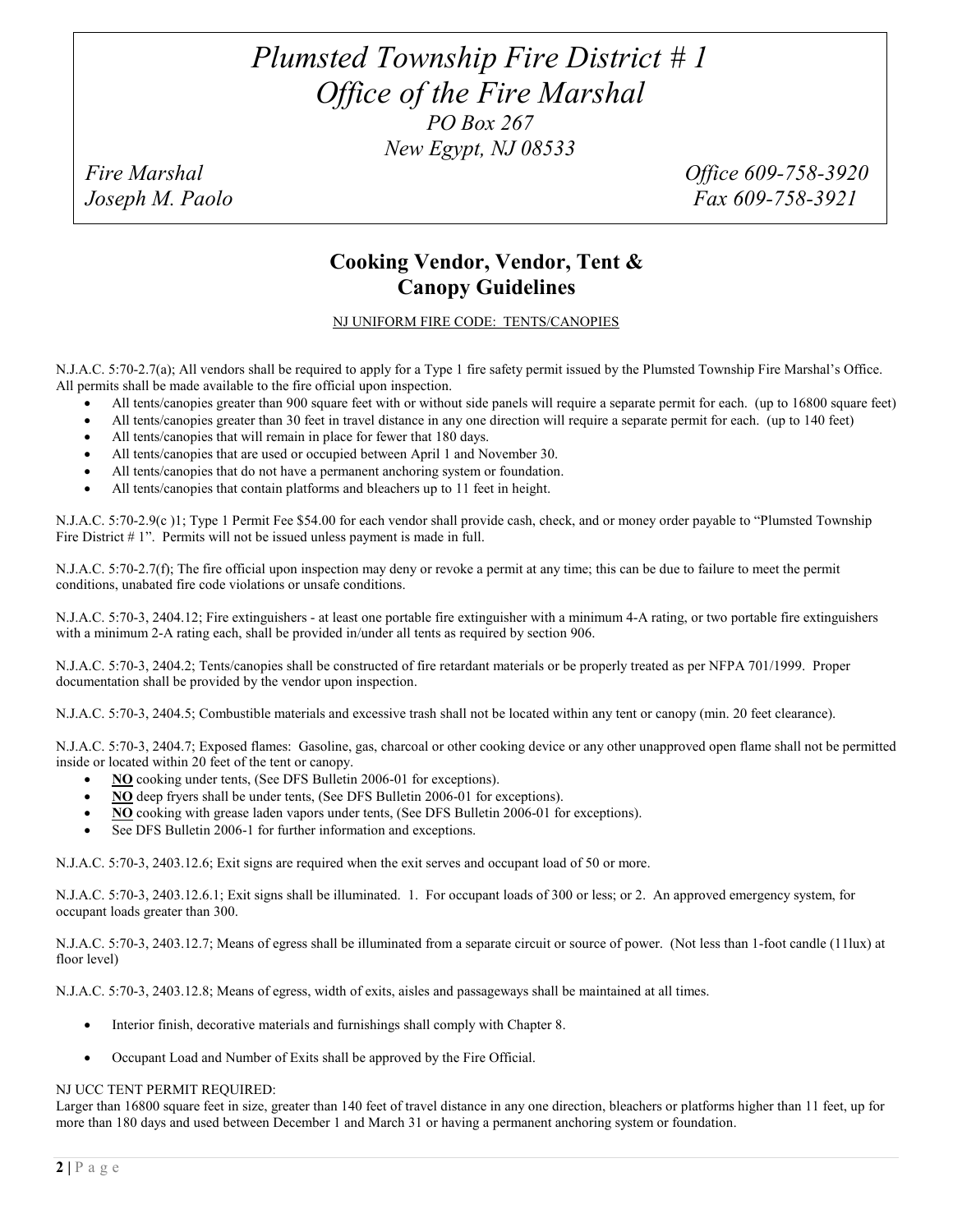# *Plumsted Township Fire District # 1*
# *Office of the Fire Marshal*

*PO Box 267*
*New Egypt, NJ 08533*

*Fire Marshal* — *Office 609-758-3920*
*Joseph M. Paolo* — *Fax 609-758-3921*

## Cooking Vendor, Vendor, Tent & Canopy Guidelines

NJ UNIFORM FIRE CODE: TENTS/CANOPIES

N.J.A.C. 5:70-2.7(a); All vendors shall be required to apply for a Type 1 fire safety permit issued by the Plumsted Township Fire Marshal's Office. All permits shall be made available to the fire official upon inspection.

- All tents/canopies greater than 900 square feet with or without side panels will require a separate permit for each. (up to 16800 square feet)
- All tents/canopies greater than 30 feet in travel distance in any one direction will require a separate permit for each. (up to 140 feet)
- All tents/canopies that will remain in place for fewer that 180 days.
- All tents/canopies that are used or occupied between April 1 and November 30.
- All tents/canopies that do not have a permanent anchoring system or foundation.
- All tents/canopies that contain platforms and bleachers up to 11 feet in height.

N.J.A.C. 5:70-2.9(c )1; Type 1 Permit Fee $54.00 for each vendor shall provide cash, check, and or money order payable to "Plumsted Township Fire District # 1". Permits will not be issued unless payment is made in full.

N.J.A.C. 5:70-2.7(f); The fire official upon inspection may deny or revoke a permit at any time; this can be due to failure to meet the permit conditions, unabated fire code violations or unsafe conditions.

N.J.A.C. 5:70-3, 2404.12; Fire extinguishers - at least one portable fire extinguisher with a minimum 4-A rating, or two portable fire extinguishers with a minimum 2-A rating each, shall be provided in/under all tents as required by section 906.

N.J.A.C. 5:70-3, 2404.2; Tents/canopies shall be constructed of fire retardant materials or be properly treated as per NFPA 701/1999. Proper documentation shall be provided by the vendor upon inspection.

N.J.A.C. 5:70-3, 2404.5; Combustible materials and excessive trash shall not be located within any tent or canopy (min. 20 feet clearance).

N.J.A.C. 5:70-3, 2404.7; Exposed flames: Gasoline, gas, charcoal or other cooking device or any other unapproved open flame shall not be permitted inside or located within 20 feet of the tent or canopy.

- **NO** cooking under tents, (See DFS Bulletin 2006-01 for exceptions).
- **NO** deep fryers shall be under tents, (See DFS Bulletin 2006-01 for exceptions).
- **NO** cooking with grease laden vapors under tents, (See DFS Bulletin 2006-01 for exceptions).
- See DFS Bulletin 2006-1 for further information and exceptions.

N.J.A.C. 5:70-3, 2403.12.6; Exit signs are required when the exit serves and occupant load of 50 or more.

N.J.A.C. 5:70-3, 2403.12.6.1; Exit signs shall be illuminated. 1. For occupant loads of 300 or less; or 2. An approved emergency system, for occupant loads greater than 300.

N.J.A.C. 5:70-3, 2403.12.7; Means of egress shall be illuminated from a separate circuit or source of power. (Not less than 1-foot candle (11lux) at floor level)

N.J.A.C. 5:70-3, 2403.12.8; Means of egress, width of exits, aisles and passageways shall be maintained at all times.

- Interior finish, decorative materials and furnishings shall comply with Chapter 8.
- Occupant Load and Number of Exits shall be approved by the Fire Official.

NJ UCC TENT PERMIT REQUIRED:
Larger than 16800 square feet in size, greater than 140 feet of travel distance in any one direction, bleachers or platforms higher than 11 feet, up for more than 180 days and used between December 1 and March 31 or having a permanent anchoring system or foundation.